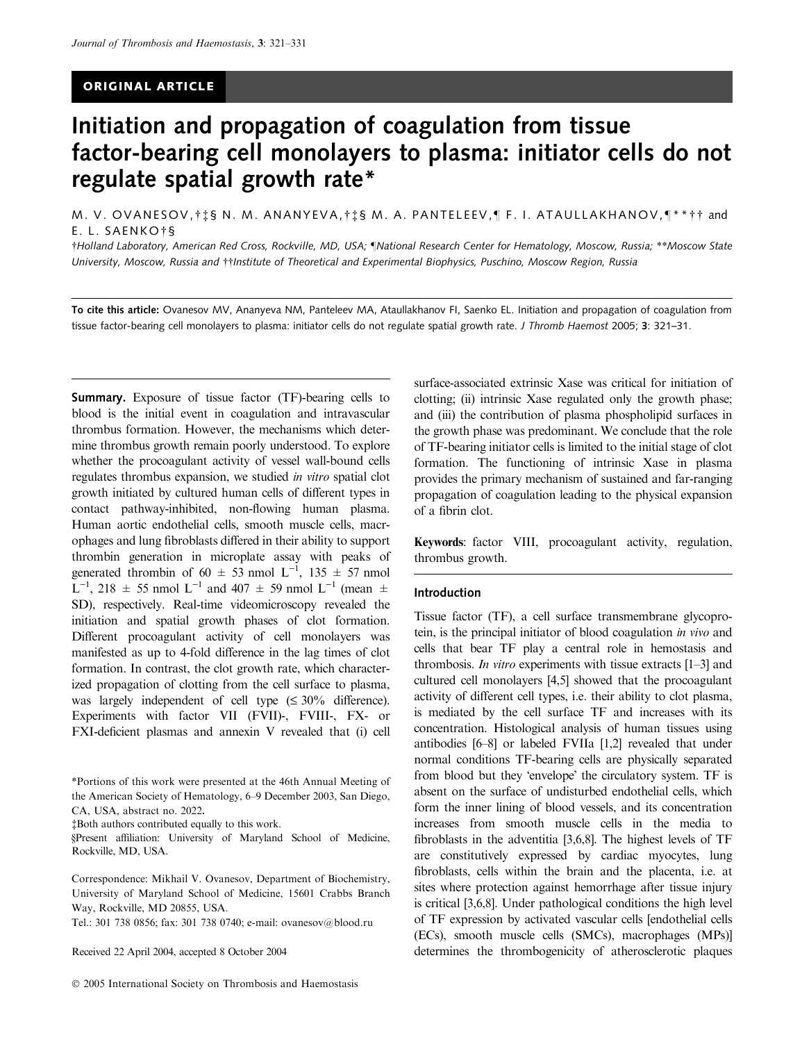ORIGINAL ARTICLE

# Initiation and propagation of coagulation from tissue factor-bearing cell monolayers to plasma: initiator cells do not regulate spatial growth rate*

M. V. OVANESOV,[†‡§] N. M. ANANYEVA,[†‡§] M. A. PANTELEEV,[¶] F. I. ATAULLAKHANOV,[¶**††] and E. L. SAENKO[†§]

[†]Holland Laboratory, American Red Cross, Rockville, MD, USA; [¶]National Research Center for Hematology, Moscow, Russia; [**]Moscow State University, Moscow, Russia and [††]Institute of Theoretical and Experimental Biophysics, Puschino, Moscow Region, Russia

**To cite this article:** Ovanesov MV, Ananyeva NM, Panteleev MA, Ataullakhanov FI, Saenko EL. Initiation and propagation of coagulation from tissue factor-bearing cell monolayers to plasma: initiator cells do not regulate spatial growth rate. *J Thromb Haemost* 2005; **3**: 321–31.

**Summary.** Exposure of tissue factor (TF)-bearing cells to blood is the initial event in coagulation and intravascular thrombus formation. However, the mechanisms which determine thrombus growth remain poorly understood. To explore whether the procoagulant activity of vessel wall-bound cells regulates thrombus expansion, we studied *in vitro* spatial clot growth initiated by cultured human cells of different types in contact pathway-inhibited, non-flowing human plasma. Human aortic endothelial cells, smooth muscle cells, macrophages and lung fibroblasts differed in their ability to support thrombin generation in microplate assay with peaks of generated thrombin of $60 \pm 53$ nmol $L^{-1}$, $135 \pm 57$ nmol $L^{-1}$, $218 \pm 55$ nmol $L^{-1}$ and $407 \pm 59$ nmol $L^{-1}$ (mean $\pm$ SD), respectively. Real-time videomicroscopy revealed the initiation and spatial growth phases of clot formation. Different procoagulant activity of cell monolayers was manifested as up to 4-fold difference in the lag times of clot formation. In contrast, the clot growth rate, which characterized propagation of clotting from the cell surface to plasma, was largely independent of cell type ($\leq 30\%$ difference). Experiments with factor VII (FVII)-, FVIII-, FX- or FXI-deficient plasmas and annexin V revealed that (i) cell surface-associated extrinsic Xase was critical for initiation of clotting; (ii) intrinsic Xase regulated only the growth phase; and (iii) the contribution of plasma phospholipid surfaces in the growth phase was predominant. We conclude that the role of TF-bearing initiator cells is limited to the initial stage of clot formation. The functioning of intrinsic Xase in plasma provides the primary mechanism of sustained and far-ranging propagation of coagulation leading to the physical expansion of a fibrin clot.

**Keywords**: factor VIII, procoagulant activity, regulation, thrombus growth.

*Portions of this work were presented at the 46th Annual Meeting of the American Society of Hematology, 6–9 December 2003, San Diego, CA, USA, abstract no. 2022.

[‡]Both authors contributed equally to this work.

[§]Present affiliation: University of Maryland School of Medicine, Rockville, MD, USA.

Correspondence: Mikhail V. Ovanesov, Department of Biochemistry, University of Maryland School of Medicine, 15601 Crabbs Branch Way, Rockville, MD 20855, USA.

Tel.: 301 738 0856; fax: 301 738 0740; e-mail: ovanesov@blood.ru

Received 22 April 2004, accepted 8 October 2004

## Introduction

Tissue factor (TF), a cell surface transmembrane glycoprotein, is the principal initiator of blood coagulation *in vivo* and cells that bear TF play a central role in hemostasis and thrombosis. *In vitro* experiments with tissue extracts [1–3] and cultured cell monolayers [4,5] showed that the procoagulant activity of different cell types, i.e. their ability to clot plasma, is mediated by the cell surface TF and increases with its concentration. Histological analysis of human tissues using antibodies [6–8] or labeled FVIIa [1,2] revealed that under normal conditions TF-bearing cells are physically separated from blood but they 'envelope' the circulatory system. TF is absent on the surface of undisturbed endothelial cells, which form the inner lining of blood vessels, and its concentration increases from smooth muscle cells in the media to fibroblasts in the adventitia [3,6,8]. The highest levels of TF are constitutively expressed by cardiac myocytes, lung fibroblasts, cells within the brain and the placenta, i.e. at sites where protection against hemorrhage after tissue injury is critical [3,6,8]. Under pathological conditions the high level of TF expression by activated vascular cells [endothelial cells (ECs), smooth muscle cells (SMCs), macrophages (MPs)] determines the thrombogenicity of atherosclerotic plaques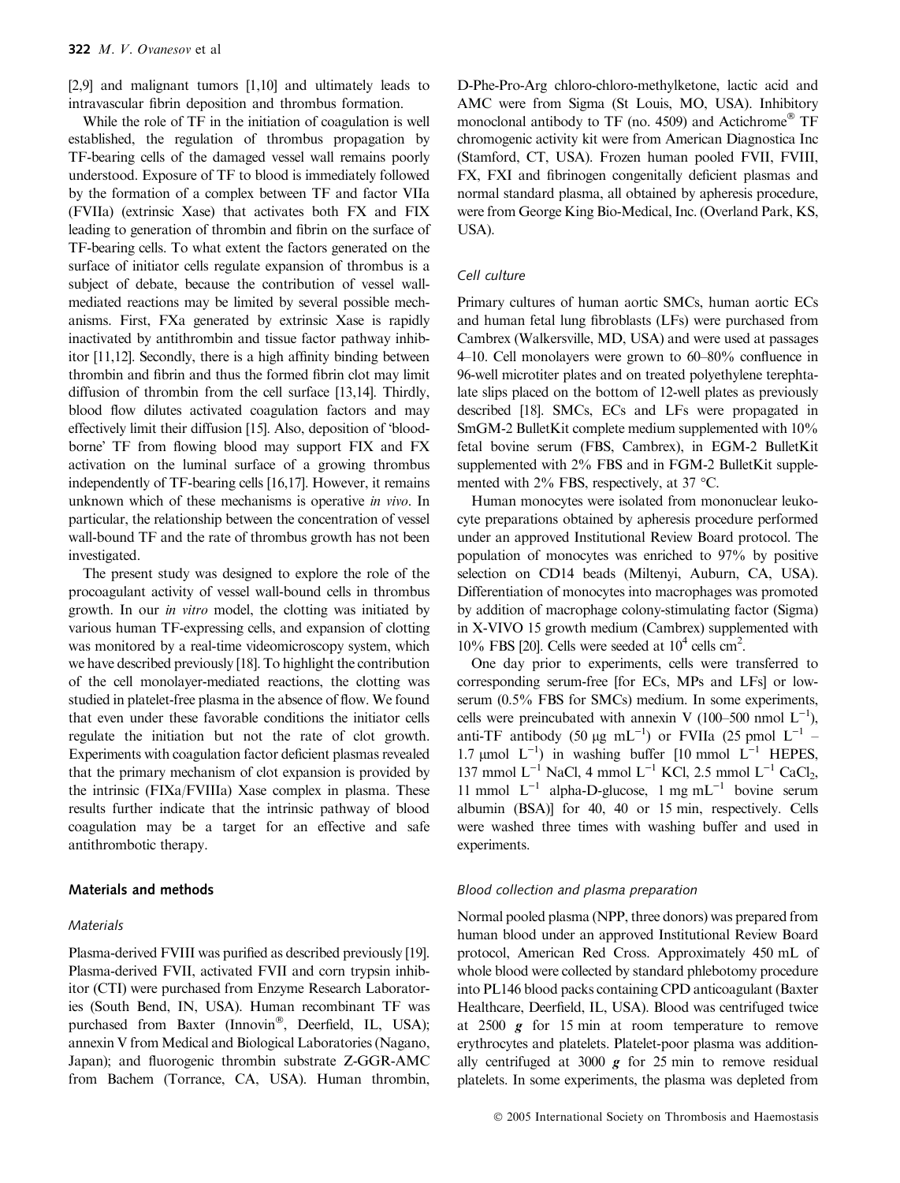[2,9] and malignant tumors [1,10] and ultimately leads to intravascular fibrin deposition and thrombus formation.

While the role of TF in the initiation of coagulation is well established, the regulation of thrombus propagation by TF-bearing cells of the damaged vessel wall remains poorly understood. Exposure of TF to blood is immediately followed by the formation of a complex between TF and factor VIIa (FVIIa) (extrinsic Xase) that activates both FX and FIX leading to generation of thrombin and fibrin on the surface of TF-bearing cells. To what extent the factors generated on the surface of initiator cells regulate expansion of thrombus is a subject of debate, because the contribution of vessel wall-mediated reactions may be limited by several possible mechanisms. First, FXa generated by extrinsic Xase is rapidly inactivated by antithrombin and tissue factor pathway inhibitor [11,12]. Secondly, there is a high affinity binding between thrombin and fibrin and thus the formed fibrin clot may limit diffusion of thrombin from the cell surface [13,14]. Thirdly, blood flow dilutes activated coagulation factors and may effectively limit their diffusion [15]. Also, deposition of 'blood-borne' TF from flowing blood may support FIX and FX activation on the luminal surface of a growing thrombus independently of TF-bearing cells [16,17]. However, it remains unknown which of these mechanisms is operative *in vivo*. In particular, the relationship between the concentration of vessel wall-bound TF and the rate of thrombus growth has not been investigated.

The present study was designed to explore the role of the procoagulant activity of vessel wall-bound cells in thrombus growth. In our *in vitro* model, the clotting was initiated by various human TF-expressing cells, and expansion of clotting was monitored by a real-time videomicroscopy system, which we have described previously [18]. To highlight the contribution of the cell monolayer-mediated reactions, the clotting was studied in platelet-free plasma in the absence of flow. We found that even under these favorable conditions the initiator cells regulate the initiation but not the rate of clot growth. Experiments with coagulation factor deficient plasmas revealed that the primary mechanism of clot expansion is provided by the intrinsic (FIXa/FVIIIa) Xase complex in plasma. These results further indicate that the intrinsic pathway of blood coagulation may be a target for an effective and safe antithrombotic therapy.

## Materials and methods

### Materials

Plasma-derived FVIII was purified as described previously [19]. Plasma-derived FVII, activated FVII and corn trypsin inhibitor (CTI) were purchased from Enzyme Research Laboratories (South Bend, IN, USA). Human recombinant TF was purchased from Baxter (Innovin®, Deerfield, IL, USA); annexin V from Medical and Biological Laboratories (Nagano, Japan); and fluorogenic thrombin substrate Z-GGR-AMC from Bachem (Torrance, CA, USA). Human thrombin, D-Phe-Pro-Arg chloro-chloro-methylketone, lactic acid and AMC were from Sigma (St Louis, MO, USA). Inhibitory monoclonal antibody to TF (no. 4509) and Actichrome® TF chromogenic activity kit were from American Diagnostica Inc (Stamford, CT, USA). Frozen human pooled FVII, FVIII, FX, FXI and fibrinogen congenitally deficient plasmas and normal standard plasma, all obtained by apheresis procedure, were from George King Bio-Medical, Inc. (Overland Park, KS, USA).

### Cell culture

Primary cultures of human aortic SMCs, human aortic ECs and human fetal lung fibroblasts (LFs) were purchased from Cambrex (Walkersville, MD, USA) and were used at passages 4–10. Cell monolayers were grown to 60–80% confluence in 96-well microtiter plates and on treated polyethylene terephtalate slips placed on the bottom of 12-well plates as previously described [18]. SMCs, ECs and LFs were propagated in SmGM-2 BulletKit complete medium supplemented with 10% fetal bovine serum (FBS, Cambrex), in EGM-2 BulletKit supplemented with 2% FBS and in FGM-2 BulletKit supplemented with 2% FBS, respectively, at 37 °C.

Human monocytes were isolated from mononuclear leukocyte preparations obtained by apheresis procedure performed under an approved Institutional Review Board protocol. The population of monocytes was enriched to 97% by positive selection on CD14 beads (Miltenyi, Auburn, CA, USA). Differentiation of monocytes into macrophages was promoted by addition of macrophage colony-stimulating factor (Sigma) in X-VIVO 15 growth medium (Cambrex) supplemented with 10% FBS [20]. Cells were seeded at $10^4$ cells cm$^2$.

One day prior to experiments, cells were transferred to corresponding serum-free [for ECs, MPs and LFs] or low-serum (0.5% FBS for SMCs) medium. In some experiments, cells were preincubated with annexin V (100–500 nmol $L^{-1}$), anti-TF antibody (50 μg $mL^{-1}$) or FVIIa (25 pmol $L^{-1}$ – 1.7 μmol $L^{-1}$) in washing buffer [10 mmol $L^{-1}$ HEPES, 137 mmol $L^{-1}$ NaCl, 4 mmol $L^{-1}$ KCl, 2.5 mmol $L^{-1}$ $CaCl_2$, 11 mmol $L^{-1}$ alpha-D-glucose, 1 mg $mL^{-1}$ bovine serum albumin (BSA)] for 40, 40 or 15 min, respectively. Cells were washed three times with washing buffer and used in experiments.

### Blood collection and plasma preparation

Normal pooled plasma (NPP, three donors) was prepared from human blood under an approved Institutional Review Board protocol, American Red Cross. Approximately 450 mL of whole blood were collected by standard phlebotomy procedure into PL146 blood packs containing CPD anticoagulant (Baxter Healthcare, Deerfield, IL, USA). Blood was centrifuged twice at 2500 ***g*** for 15 min at room temperature to remove erythrocytes and platelets. Platelet-poor plasma was additionally centrifuged at 3000 ***g*** for 25 min to remove residual platelets. In some experiments, the plasma was depleted from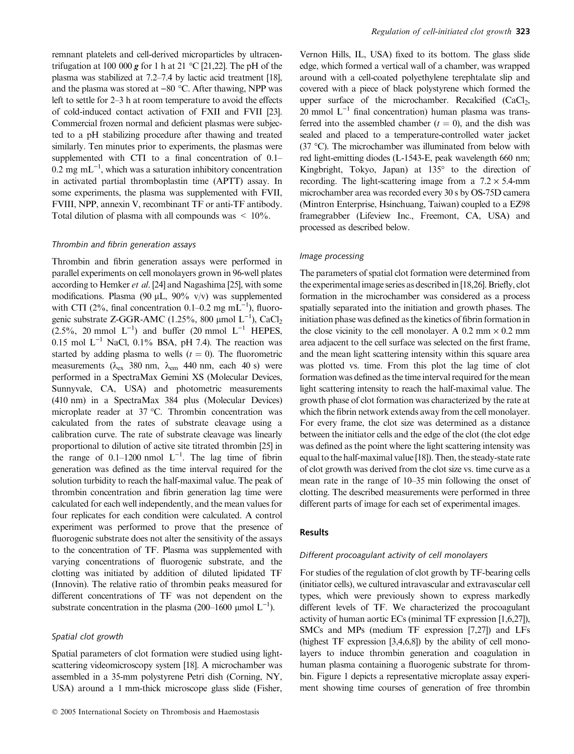remnant platelets and cell-derived microparticles by ultracentrifugation at 100 000 $g$ for 1 h at 21 °C [21,22]. The pH of the plasma was stabilized at 7.2–7.4 by lactic acid treatment [18], and the plasma was stored at −80 °C. After thawing, NPP was left to settle for 2–3 h at room temperature to avoid the effects of cold-induced contact activation of FXII and FVII [23]. Commercial frozen normal and deficient plasmas were subjected to a pH stabilizing procedure after thawing and treated similarly. Ten minutes prior to experiments, the plasmas were supplemented with CTI to a final concentration of 0.1–0.2 mg $mL^{-1}$, which was a saturation inhibitory concentration in activated partial thromboplastin time (APTT) assay. In some experiments, the plasma was supplemented with FVII, FVIII, NPP, annexin V, recombinant TF or anti-TF antibody. Total dilution of plasma with all compounds was < 10%.

### *Thrombin and fibrin generation assays*

Thrombin and fibrin generation assays were performed in parallel experiments on cell monolayers grown in 96-well plates according to Hemker *et al.* [24] and Nagashima [25], with some modifications. Plasma (90 μL, 90% v/v) was supplemented with CTI (2%, final concentration 0.1–0.2 mg $mL^{-1}$), fluorogenic substrate Z-GGR-AMC (1.25%, 800 μmol $L^{-1}$), $CaCl_2$ (2.5%, 20 mmol $L^{-1}$) and buffer (20 mmol $L^{-1}$ HEPES, 0.15 mol $L^{-1}$ NaCl, 0.1% BSA, pH 7.4). The reaction was started by adding plasma to wells ($t = 0$). The fluorometric measurements ($\lambda_{ex}$ 380 nm, $\lambda_{em}$ 440 nm, each 40 s) were performed in a SpectraMax Gemini XS (Molecular Devices, Sunnyvale, CA, USA) and photometric measurements (410 nm) in a SpectraMax 384 plus (Molecular Devices) microplate reader at 37 °C. Thrombin concentration was calculated from the rates of substrate cleavage using a calibration curve. The rate of substrate cleavage was linearly proportional to dilution of active site titrated thrombin [25] in the range of 0.1–1200 nmol $L^{-1}$. The lag time of fibrin generation was defined as the time interval required for the solution turbidity to reach the half-maximal value. The peak of thrombin concentration and fibrin generation lag time were calculated for each well independently, and the mean values for four replicates for each condition were calculated. A control experiment was performed to prove that the presence of fluorogenic substrate does not alter the sensitivity of the assays to the concentration of TF. Plasma was supplemented with varying concentrations of fluorogenic substrate, and the clotting was initiated by addition of diluted lipidated TF (Innovin). The relative ratio of thrombin peaks measured for different concentrations of TF was not dependent on the substrate concentration in the plasma (200–1600 μmol $L^{-1}$).

### *Spatial clot growth*

Spatial parameters of clot formation were studied using light-scattering videomicroscopy system [18]. A microchamber was assembled in a 35-mm polystyrene Petri dish (Corning, NY, USA) around a 1 mm-thick microscope glass slide (Fisher, Vernon Hills, IL, USA) fixed to its bottom. The glass slide edge, which formed a vertical wall of a chamber, was wrapped around with a cell-coated polyethylene terephtalate slip and covered with a piece of black polystyrene which formed the upper surface of the microchamber. Recalcified ($CaCl_2$, 20 mmol $L^{-1}$ final concentration) human plasma was transferred into the assembled chamber ($t = 0$), and the dish was sealed and placed to a temperature-controlled water jacket (37 °C). The microchamber was illuminated from below with red light-emitting diodes (L-1543-E, peak wavelength 660 nm; Kingbright, Tokyo, Japan) at 135° to the direction of recording. The light-scattering image from a 7.2 × 5.4-mm microchamber area was recorded every 30 s by OS-75D camera (Mintron Enterprise, Hsinchuang, Taiwan) coupled to a EZ98 framegrabber (Lifeview Inc., Freemont, CA, USA) and processed as described below.

### *Image processing*

The parameters of spatial clot formation were determined from the experimental image series as described in [18,26]. Briefly, clot formation in the microchamber was considered as a process spatially separated into the initiation and growth phases. The initiation phase was defined as the kinetics of fibrin formation in the close vicinity to the cell monolayer. A 0.2 mm × 0.2 mm area adjacent to the cell surface was selected on the first frame, and the mean light scattering intensity within this square area was plotted vs. time. From this plot the lag time of clot formation was defined as the time interval required for the mean light scattering intensity to reach the half-maximal value. The growth phase of clot formation was characterized by the rate at which the fibrin network extends away from the cell monolayer. For every frame, the clot size was determined as a distance between the initiator cells and the edge of the clot (the clot edge was defined as the point where the light scattering intensity was equal to the half-maximal value [18]). Then, the steady-state rate of clot growth was derived from the clot size vs. time curve as a mean rate in the range of 10–35 min following the onset of clotting. The described measurements were performed in three different parts of image for each set of experimental images.

## Results

### *Different procoagulant activity of cell monolayers*

For studies of the regulation of clot growth by TF-bearing cells (initiator cells), we cultured intravascular and extravascular cell types, which were previously shown to express markedly different levels of TF. We characterized the procoagulant activity of human aortic ECs (minimal TF expression [1,6,27]), SMCs and MPs (medium TF expression [7,27]) and LFs (highest TF expression [3,4,6,8]) by the ability of cell monolayers to induce thrombin generation and coagulation in human plasma containing a fluorogenic substrate for thrombin. Figure 1 depicts a representative microplate assay experiment showing time courses of generation of free thrombin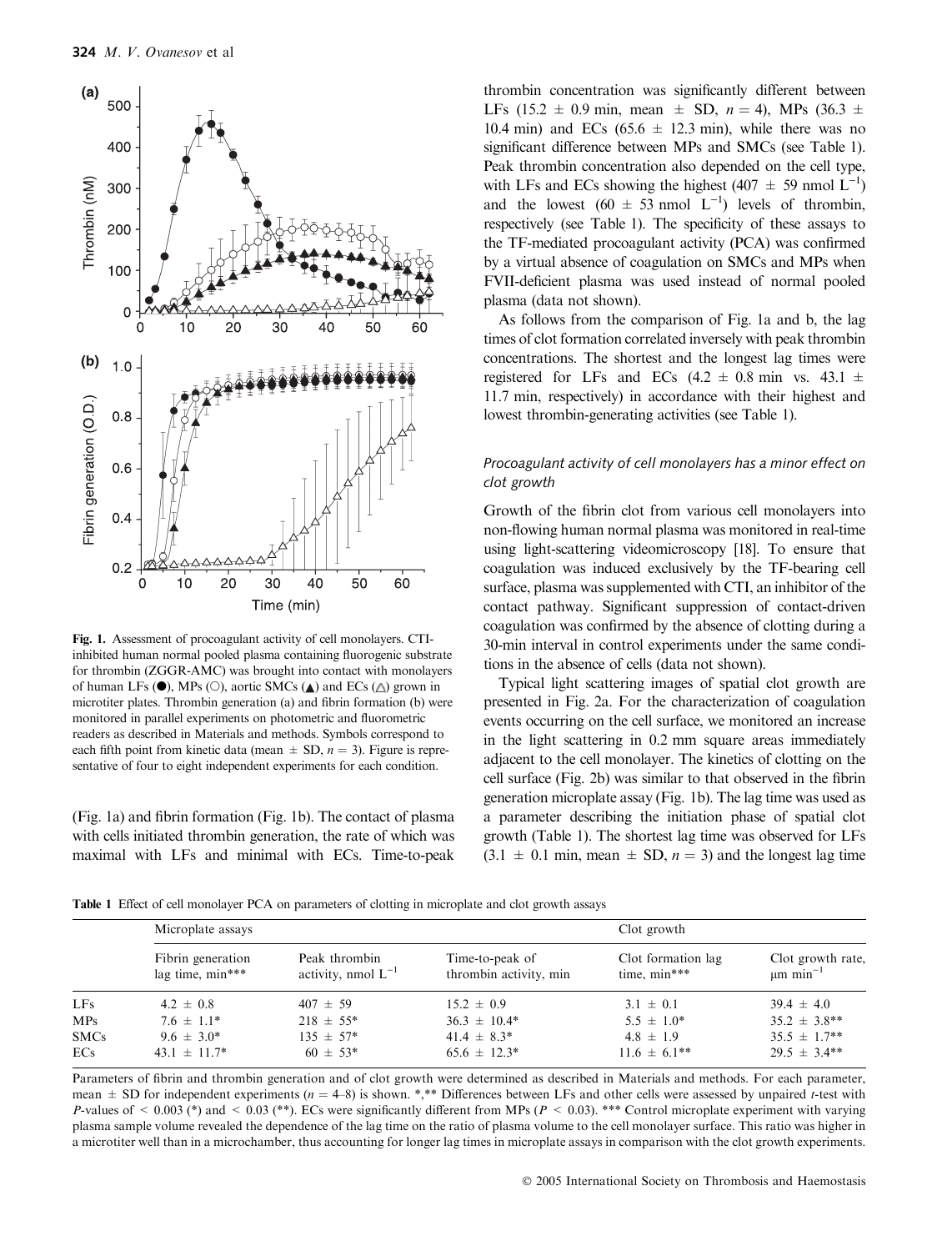Fig. 1. Assessment of procoagulant activity of cell monolayers. CTI-inhibited human normal pooled plasma containing fluorogenic substrate for thrombin (ZGGR-AMC) was brought into contact with monolayers of human LFs (●), MPs (○), aortic SMCs (▲) and ECs (△) grown in microtiter plates. Thrombin generation (a) and fibrin formation (b) were monitored in parallel experiments on photometric and fluorometric readers as described in Materials and methods. Symbols correspond to each fifth point from kinetic data (mean ± SD, $n = 3$). Figure is representative of four to eight independent experiments for each condition.

(Fig. 1a) and fibrin formation (Fig. 1b). The contact of plasma with cells initiated thrombin generation, the rate of which was maximal with LFs and minimal with ECs. Time-to-peak thrombin concentration was significantly different between LFs (15.2 ± 0.9 min, mean ± SD, $n = 4$), MPs (36.3 ± 10.4 min) and ECs (65.6 ± 12.3 min), while there was no significant difference between MPs and SMCs (see Table 1). Peak thrombin concentration also depended on the cell type, with LFs and ECs showing the highest (407 ± 59 nmol $L^{-1}$) and the lowest (60 ± 53 nmol $L^{-1}$) levels of thrombin, respectively (see Table 1). The specificity of these assays to the TF-mediated procoagulant activity (PCA) was confirmed by a virtual absence of coagulation on SMCs and MPs when FVII-deficient plasma was used instead of normal pooled plasma (data not shown).

As follows from the comparison of Fig. 1a and b, the lag times of clot formation correlated inversely with peak thrombin concentrations. The shortest and the longest lag times were registered for LFs and ECs (4.2 ± 0.8 min vs. 43.1 ± 11.7 min, respectively) in accordance with their highest and lowest thrombin-generating activities (see Table 1).

### *Procoagulant activity of cell monolayers has a minor effect on clot growth*

Growth of the fibrin clot from various cell monolayers into non-flowing human normal plasma was monitored in real-time using light-scattering videomicroscopy [18]. To ensure that coagulation was induced exclusively by the TF-bearing cell surface, plasma was supplemented with CTI, an inhibitor of the contact pathway. Significant suppression of contact-driven coagulation was confirmed by the absence of clotting during a 30-min interval in control experiments under the same conditions in the absence of cells (data not shown).

Typical light scattering images of spatial clot growth are presented in Fig. 2a. For the characterization of coagulation events occurring on the cell surface, we monitored an increase in the light scattering in 0.2 mm square areas immediately adjacent to the cell monolayer. The kinetics of clotting on the cell surface (Fig. 2b) was similar to that observed in the fibrin generation microplate assay (Fig. 1b). The lag time was used as a parameter describing the initiation phase of spatial clot growth (Table 1). The shortest lag time was observed for LFs (3.1 ± 0.1 min, mean ± SD, $n = 3$) and the longest lag time

**Table 1** Effect of cell monolayer PCA on parameters of clotting in microplate and clot growth assays

| | Microplate assays | | | Clot growth | |
|---|---|---|---|---|---|
| | Fibrin generation lag time, min*** | Peak thrombin activity, nmol $L^{-1}$ | Time-to-peak of thrombin activity, min | Clot formation lag time, min*** | Clot growth rate, μm $min^{-1}$ |
| LFs | 4.2 ± 0.8 | 407 ± 59 | 15.2 ± 0.9 | 3.1 ± 0.1 | 39.4 ± 4.0 |
| MPs | 7.6 ± 1.1* | 218 ± 55* | 36.3 ± 10.4* | 5.5 ± 1.0* | 35.2 ± 3.8** |
| SMCs | 9.6 ± 3.0* | 135 ± 57* | 41.4 ± 8.3* | 4.8 ± 1.9 | 35.5 ± 1.7** |
| ECs | 43.1 ± 11.7* | 60 ± 53* | 65.6 ± 12.3* | 11.6 ± 6.1** | 29.5 ± 3.4** |

Parameters of fibrin and thrombin generation and of clot growth were determined as described in Materials and methods. For each parameter, mean ± SD for independent experiments ($n = 4$–8) is shown. *,** Differences between LFs and other cells were assessed by unpaired *t*-test with *P*-values of < 0.003 (*) and < 0.03 (**). ECs were significantly different from MPs ($P < 0.03$). *** Control microplate experiment with varying plasma sample volume revealed the dependence of the lag time on the ratio of plasma volume to the cell monolayer surface. This ratio was higher in a microtiter well than in a microchamber, thus accounting for longer lag times in microplate assays in comparison with the clot growth experiments.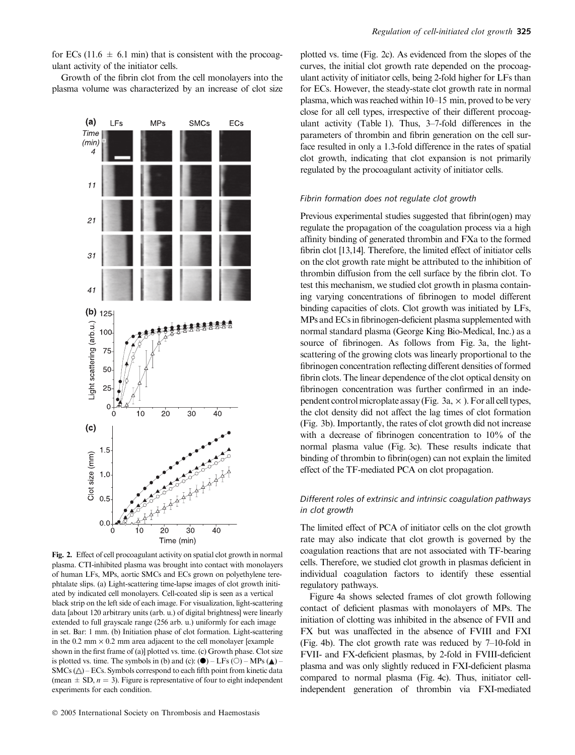for ECs (11.6 ± 6.1 min) that is consistent with the procoagulant activity of the initiator cells.

Growth of the fibrin clot from the cell monolayers into the plasma volume was characterized by an increase of clot size plotted vs. time (Fig. 2c). As evidenced from the slopes of the curves, the initial clot growth rate depended on the procoagulant activity of initiator cells, being 2-fold higher for LFs than for ECs. However, the steady-state clot growth rate in normal plasma, which was reached within 10–15 min, proved to be very close for all cell types, irrespective of their different procoagulant activity (Table 1). Thus, 3–7-fold differences in the parameters of thrombin and fibrin generation on the cell surface resulted in only a 1.3-fold difference in the rates of spatial clot growth, indicating that clot expansion is not primarily regulated by the procoagulant activity of initiator cells.

**Fig. 2.** Effect of cell procoagulant activity on spatial clot growth in normal plasma. CTI-inhibited plasma was brought into contact with monolayers of human LFs, MPs, aortic SMCs and ECs grown on polyethylene terephtalate slips. (a) Light-scattering time-lapse images of clot growth initiated by indicated cell monolayers. Cell-coated slip is seen as a vertical black strip on the left side of each image. For visualization, light-scattering data [about 120 arbitrary units (arb. u.) of digital brightness] were linearly extended to full grayscale range (256 arb. u.) uniformly for each image in set. Bar: 1 mm. (b) Initiation phase of clot formation. Light-scattering in the 0.2 mm × 0.2 mm area adjacent to the cell monolayer [example shown in the first frame of (a)] plotted vs. time. (c) Growth phase. Clot size is plotted vs. time. The symbols in (b) and (c): (●) – LFs (○) – MPs (▲) – SMCs (△) – ECs. Symbols correspond to each fifth point from kinetic data (mean ± SD, $n = 3$). Figure is representative of four to eight independent experiments for each condition.

### *Fibrin formation does not regulate clot growth*

Previous experimental studies suggested that fibrin(ogen) may regulate the propagation of the coagulation process via a high affinity binding of generated thrombin and FXa to the formed fibrin clot [13,14]. Therefore, the limited effect of initiator cells on the clot growth rate might be attributed to the inhibition of thrombin diffusion from the cell surface by the fibrin clot. To test this mechanism, we studied clot growth in plasma containing varying concentrations of fibrinogen to model different binding capacities of clots. Clot growth was initiated by LFs, MPs and ECs in fibrinogen-deficient plasma supplemented with normal standard plasma (George King Bio-Medical, Inc.) as a source of fibrinogen. As follows from Fig. 3a, the light-scattering of the growing clots was linearly proportional to the fibrinogen concentration reflecting different densities of formed fibrin clots. The linear dependence of the clot optical density on fibrinogen concentration was further confirmed in an independent control microplate assay (Fig. 3a, ×). For all cell types, the clot density did not affect the lag times of clot formation (Fig. 3b). Importantly, the rates of clot growth did not increase with a decrease of fibrinogen concentration to 10% of the normal plasma value (Fig. 3c). These results indicate that binding of thrombin to fibrin(ogen) can not explain the limited effect of the TF-mediated PCA on clot propagation.

### *Different roles of extrinsic and intrinsic coagulation pathways in clot growth*

The limited effect of PCA of initiator cells on the clot growth rate may also indicate that clot growth is governed by the coagulation reactions that are not associated with TF-bearing cells. Therefore, we studied clot growth in plasmas deficient in individual coagulation factors to identify these essential regulatory pathways.

Figure 4a shows selected frames of clot growth following contact of deficient plasmas with monolayers of MPs. The initiation of clotting was inhibited in the absence of FVII and FX but was unaffected in the absence of FVIII and FXI (Fig. 4b). The clot growth rate was reduced by 7–10-fold in FVII- and FX-deficient plasmas, by 2-fold in FVIII-deficient plasma and was only slightly reduced in FXI-deficient plasma compared to normal plasma (Fig. 4c). Thus, initiator cell-independent generation of thrombin via FXI-mediated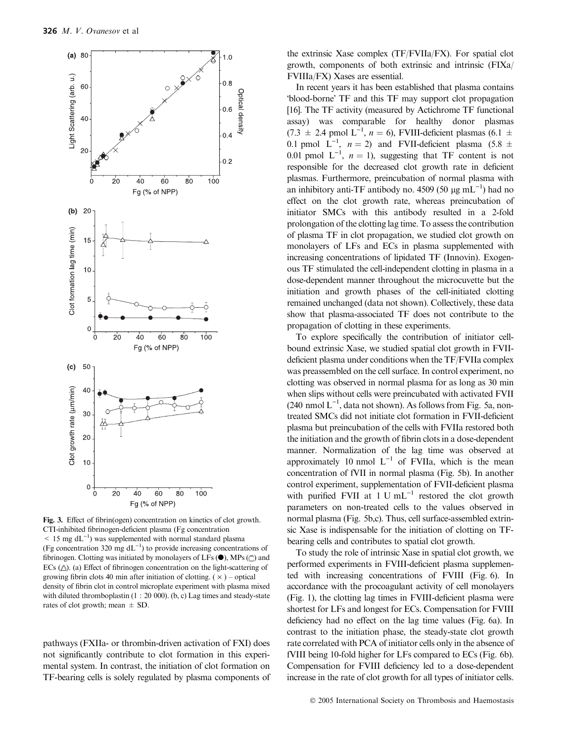Fig. 3. Effect of fibrin(ogen) concentration on kinetics of clot growth. CTI-inhibited fibrinogen-deficient plasma (Fg concentration $< 15$ mg $dL^{-1}$) was supplemented with normal standard plasma (Fg concentration 320 mg $dL^{-1}$) to provide increasing concentrations of fibrinogen. Clotting was initiated by monolayers of LFs (●), MPs (○) and ECs (△). (a) Effect of fibrinogen concentration on the light-scattering of growing fibrin clots 40 min after initiation of clotting. (×) – optical density of fibrin clot in control microplate experiment with plasma mixed with diluted thromboplastin (1 : 20 000). (b, c) Lag times and steady-state rates of clot growth; mean ± SD.

pathways (FXIIa- or thrombin-driven activation of FXI) does not significantly contribute to clot formation in this experimental system. In contrast, the initiation of clot formation on TF-bearing cells is solely regulated by plasma components of the extrinsic Xase complex (TF/FVIIa/FX). For spatial clot growth, components of both extrinsic and intrinsic (FIXa/FVIIIa/FX) Xases are essential.

In recent years it has been established that plasma contains 'blood-borne' TF and this TF may support clot propagation [16]. The TF activity (measured by Actichrome TF functional assay) was comparable for healthy donor plasmas ($7.3 \pm 2.4$ pmol $L^{-1}$, $n = 6$), FVIII-deficient plasmas ($6.1 \pm 0.1$ pmol $L^{-1}$, $n = 2$) and FVII-deficient plasma ($5.8 \pm 0.01$ pmol $L^{-1}$, $n = 1$), suggesting that TF content is not responsible for the decreased clot growth rate in deficient plasmas. Furthermore, preincubation of normal plasma with an inhibitory anti-TF antibody no. 4509 (50 μg $mL^{-1}$) had no effect on the clot growth rate, whereas preincubation of initiator SMCs with this antibody resulted in a 2-fold prolongation of the clotting lag time. To assess the contribution of plasma TF in clot propagation, we studied clot growth on monolayers of LFs and ECs in plasma supplemented with increasing concentrations of lipidated TF (Innovin). Exogenous TF stimulated the cell-independent clotting in plasma in a dose-dependent manner throughout the microcuvette but the initiation and growth phases of the cell-initiated clotting remained unchanged (data not shown). Collectively, these data show that plasma-associated TF does not contribute to the propagation of clotting in these experiments.

To explore specifically the contribution of initiator cell-bound extrinsic Xase, we studied spatial clot growth in FVII-deficient plasma under conditions when the TF/FVIIa complex was preassembled on the cell surface. In control experiment, no clotting was observed in normal plasma for as long as 30 min when slips without cells were preincubated with activated FVII (240 nmol $L^{-1}$, data not shown). As follows from Fig. 5a, non-treated SMCs did not initiate clot formation in FVII-deficient plasma but preincubation of the cells with FVIIa restored both the initiation and the growth of fibrin clots in a dose-dependent manner. Normalization of the lag time was observed at approximately 10 nmol $L^{-1}$ of FVIIa, which is the mean concentration of fVII in normal plasma (Fig. 5b). In another control experiment, supplementation of FVII-deficient plasma with purified FVII at 1 U $mL^{-1}$ restored the clot growth parameters on non-treated cells to the values observed in normal plasma (Fig. 5b,c). Thus, cell surface-assembled extrinsic Xase is indispensable for the initiation of clotting on TF-bearing cells and contributes to spatial clot growth.

To study the role of intrinsic Xase in spatial clot growth, we performed experiments in FVIII-deficient plasma supplemented with increasing concentrations of FVIII (Fig. 6). In accordance with the procoagulant activity of cell monolayers (Fig. 1), the clotting lag times in FVIII-deficient plasma were shortest for LFs and longest for ECs. Compensation for FVIII deficiency had no effect on the lag time values (Fig. 6a). In contrast to the initiation phase, the steady-state clot growth rate correlated with PCA of initiator cells only in the absence of fVIII being 10-fold higher for LFs compared to ECs (Fig. 6b). Compensation for FVIII deficiency led to a dose-dependent increase in the rate of clot growth for all types of initiator cells.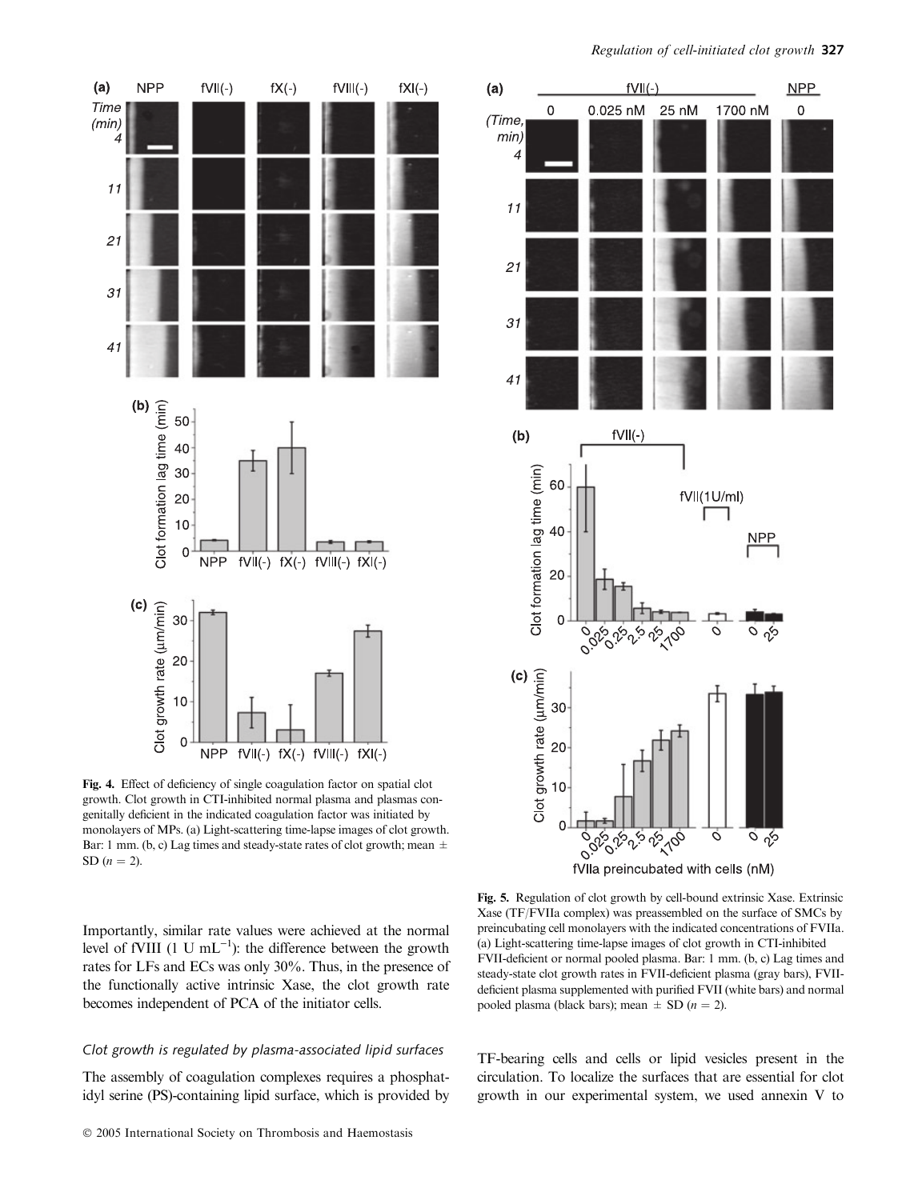**Fig. 4.** Effect of deficiency of single coagulation factor on spatial clot growth. Clot growth in CTI-inhibited normal plasma and plasmas congenitally deficient in the indicated coagulation factor was initiated by monolayers of MPs. (a) Light-scattering time-lapse images of clot growth. Bar: 1 mm. (b, c) Lag times and steady-state rates of clot growth; mean ± SD ($n = 2$).

**Fig. 5.** Regulation of clot growth by cell-bound extrinsic Xase. Extrinsic Xase (TF/FVIIa complex) was preassembled on the surface of SMCs by preincubating cell monolayers with the indicated concentrations of FVIIa. (a) Light-scattering time-lapse images of clot growth in CTI-inhibited FVII-deficient or normal pooled plasma. Bar: 1 mm. (b, c) Lag times and steady-state clot growth rates in FVII-deficient plasma (gray bars), FVII-deficient plasma supplemented with purified FVII (white bars) and normal pooled plasma (black bars); mean ± SD ($n = 2$).

Importantly, similar rate values were achieved at the normal level of fVIII (1 U $mL^{-1}$): the difference between the growth rates for LFs and ECs was only 30%. Thus, in the presence of the functionally active intrinsic Xase, the clot growth rate becomes independent of PCA of the initiator cells.

### *Clot growth is regulated by plasma-associated lipid surfaces*

The assembly of coagulation complexes requires a phosphatidyl serine (PS)-containing lipid surface, which is provided by TF-bearing cells and cells or lipid vesicles present in the circulation. To localize the surfaces that are essential for clot growth in our experimental system, we used annexin V to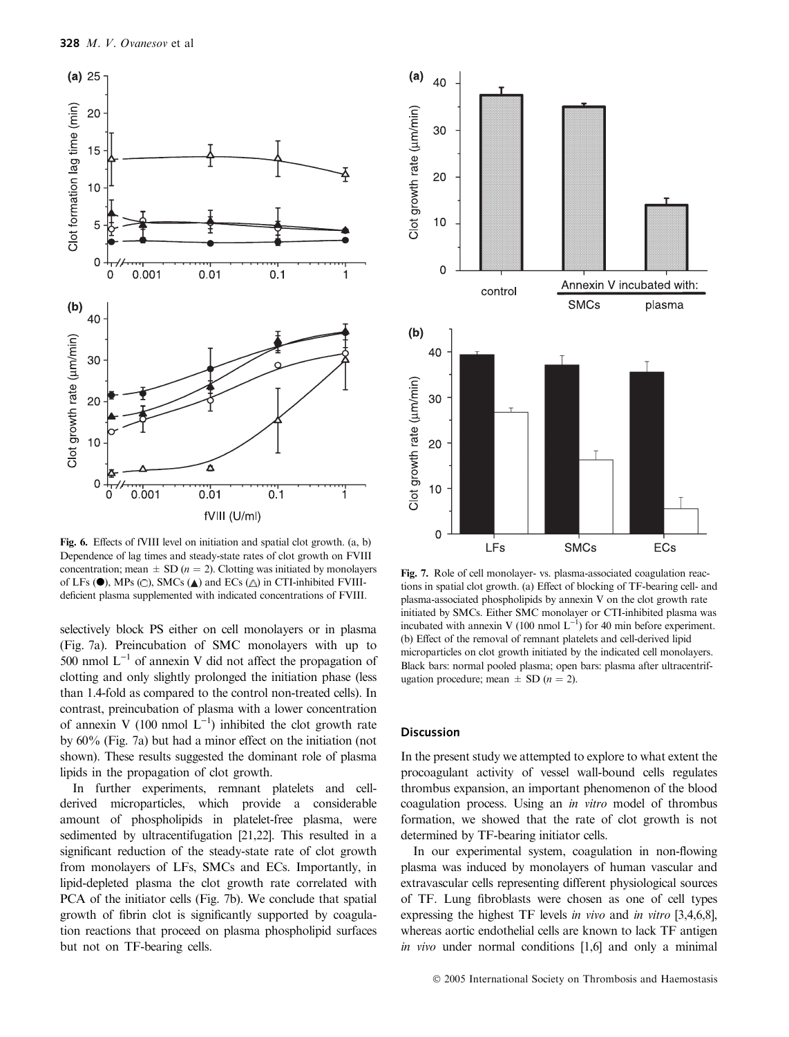**Fig. 6.** Effects of fVIII level on initiation and spatial clot growth. (a, b) Dependence of lag times and steady-state rates of clot growth on FVIII concentration; mean ± SD ($n = 2$). Clotting was initiated by monolayers of LFs (●), MPs (○), SMCs (▲) and ECs (△) in CTI-inhibited FVIII-deficient plasma supplemented with indicated concentrations of FVIII.

**Fig. 7.** Role of cell monolayer- vs. plasma-associated coagulation reactions in spatial clot growth. (a) Effect of blocking of TF-bearing cell- and plasma-associated phospholipids by annexin V on the clot growth rate initiated by SMCs. Either SMC monolayer or CTI-inhibited plasma was incubated with annexin V (100 nmol $L^{-1}$) for 40 min before experiment. (b) Effect of the removal of remnant platelets and cell-derived lipid microparticles on clot growth initiated by the indicated cell monolayers. Black bars: normal pooled plasma; open bars: plasma after ultracentrifugation procedure; mean ± SD ($n = 2$).

selectively block PS either on cell monolayers or in plasma (Fig. 7a). Preincubation of SMC monolayers with up to 500 nmol $L^{-1}$ of annexin V did not affect the propagation of clotting and only slightly prolonged the initiation phase (less than 1.4-fold as compared to the control non-treated cells). In contrast, preincubation of plasma with a lower concentration of annexin V (100 nmol $L^{-1}$) inhibited the clot growth rate by 60% (Fig. 7a) but had a minor effect on the initiation (not shown). These results suggested the dominant role of plasma lipids in the propagation of clot growth.

In further experiments, remnant platelets and cell-derived microparticles, which provide a considerable amount of phospholipids in platelet-free plasma, were sedimented by ultracentrifugation [21,22]. This resulted in a significant reduction of the steady-state rate of clot growth from monolayers of LFs, SMCs and ECs. Importantly, in lipid-depleted plasma the clot growth rate correlated with PCA of the initiator cells (Fig. 7b). We conclude that spatial growth of fibrin clot is significantly supported by coagulation reactions that proceed on plasma phospholipid surfaces but not on TF-bearing cells.

## Discussion

In the present study we attempted to explore to what extent the procoagulant activity of vessel wall-bound cells regulates thrombus expansion, an important phenomenon of the blood coagulation process. Using an *in vitro* model of thrombus formation, we showed that the rate of clot growth is not determined by TF-bearing initiator cells.

In our experimental system, coagulation in non-flowing plasma was induced by monolayers of human vascular and extravascular cells representing different physiological sources of TF. Lung fibroblasts were chosen as one of cell types expressing the highest TF levels *in vivo* and *in vitro* [3,4,6,8], whereas aortic endothelial cells are known to lack TF antigen *in vivo* under normal conditions [1,6] and only a minimal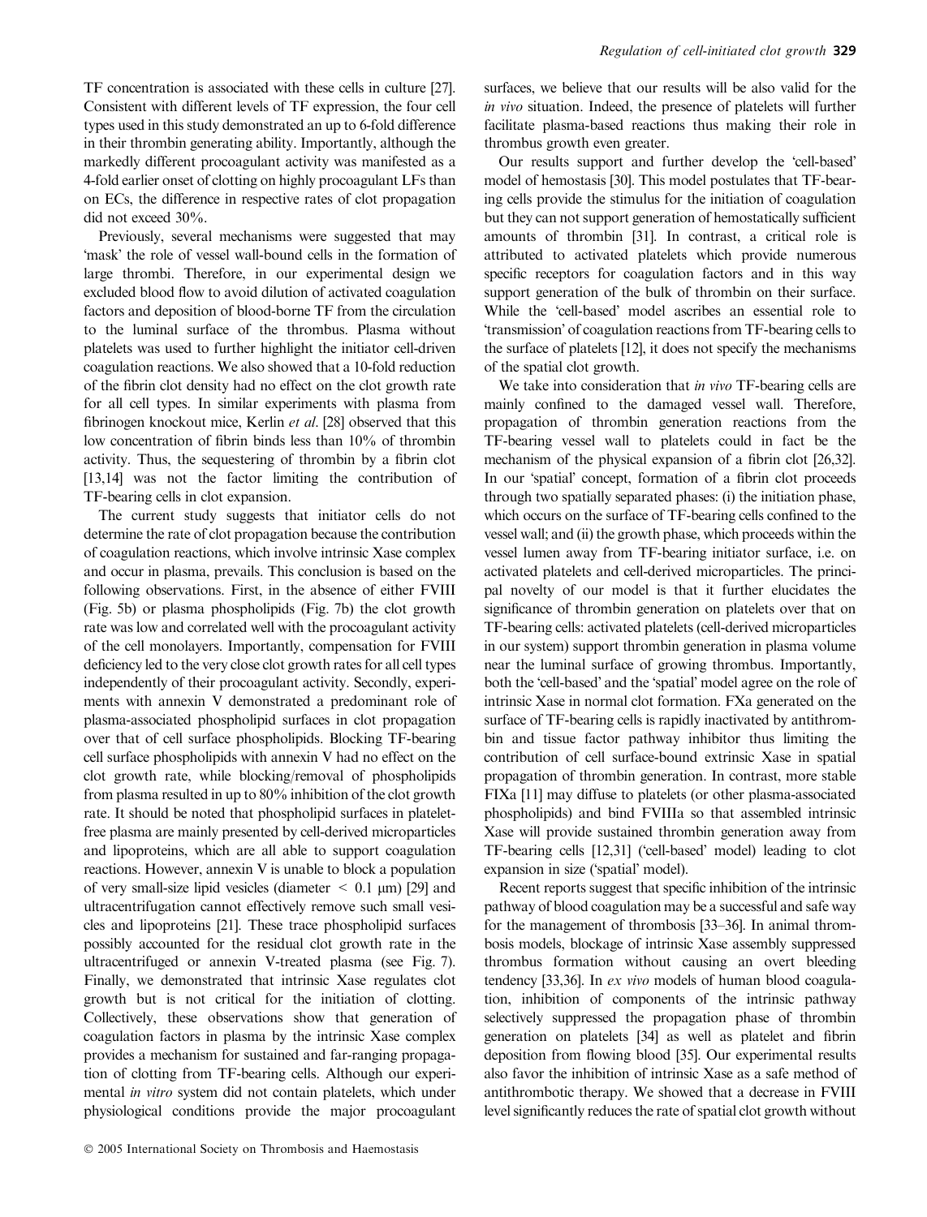TF concentration is associated with these cells in culture [27]. Consistent with different levels of TF expression, the four cell types used in this study demonstrated an up to 6-fold difference in their thrombin generating ability. Importantly, although the markedly different procoagulant activity was manifested as a 4-fold earlier onset of clotting on highly procoagulant LFs than on ECs, the difference in respective rates of clot propagation did not exceed 30%.

Previously, several mechanisms were suggested that may 'mask' the role of vessel wall-bound cells in the formation of large thrombi. Therefore, in our experimental design we excluded blood flow to avoid dilution of activated coagulation factors and deposition of blood-borne TF from the circulation to the luminal surface of the thrombus. Plasma without platelets was used to further highlight the initiator cell-driven coagulation reactions. We also showed that a 10-fold reduction of the fibrin clot density had no effect on the clot growth rate for all cell types. In similar experiments with plasma from fibrinogen knockout mice, Kerlin *et al*. [28] observed that this low concentration of fibrin binds less than 10% of thrombin activity. Thus, the sequestering of thrombin by a fibrin clot [13,14] was not the factor limiting the contribution of TF-bearing cells in clot expansion.

The current study suggests that initiator cells do not determine the rate of clot propagation because the contribution of coagulation reactions, which involve intrinsic Xase complex and occur in plasma, prevails. This conclusion is based on the following observations. First, in the absence of either FVIII (Fig. 5b) or plasma phospholipids (Fig. 7b) the clot growth rate was low and correlated well with the procoagulant activity of the cell monolayers. Importantly, compensation for FVIII deficiency led to the very close clot growth rates for all cell types independently of their procoagulant activity. Secondly, experiments with annexin V demonstrated a predominant role of plasma-associated phospholipid surfaces in clot propagation over that of cell surface phospholipids. Blocking TF-bearing cell surface phospholipids with annexin V had no effect on the clot growth rate, while blocking/removal of phospholipids from plasma resulted in up to 80% inhibition of the clot growth rate. It should be noted that phospholipid surfaces in platelet-free plasma are mainly presented by cell-derived microparticles and lipoproteins, which are all able to support coagulation reactions. However, annexin V is unable to block a population of very small-size lipid vesicles (diameter < 0.1 μm) [29] and ultracentrifugation cannot effectively remove such small vesicles and lipoproteins [21]. These trace phospholipid surfaces possibly accounted for the residual clot growth rate in the ultracentrifuged or annexin V-treated plasma (see Fig. 7). Finally, we demonstrated that intrinsic Xase regulates clot growth but is not critical for the initiation of clotting. Collectively, these observations show that generation of coagulation factors in plasma by the intrinsic Xase complex provides a mechanism for sustained and far-ranging propagation of clotting from TF-bearing cells. Although our experimental *in vitro* system did not contain platelets, which under physiological conditions provide the major procoagulant surfaces, we believe that our results will be also valid for the *in vivo* situation. Indeed, the presence of platelets will further facilitate plasma-based reactions thus making their role in thrombus growth even greater.

Our results support and further develop the 'cell-based' model of hemostasis [30]. This model postulates that TF-bearing cells provide the stimulus for the initiation of coagulation but they can not support generation of hemostatically sufficient amounts of thrombin [31]. In contrast, a critical role is attributed to activated platelets which provide numerous specific receptors for coagulation factors and in this way support generation of the bulk of thrombin on their surface. While the 'cell-based' model ascribes an essential role to 'transmission' of coagulation reactions from TF-bearing cells to the surface of platelets [12], it does not specify the mechanisms of the spatial clot growth.

We take into consideration that *in vivo* TF-bearing cells are mainly confined to the damaged vessel wall. Therefore, propagation of thrombin generation reactions from the TF-bearing vessel wall to platelets could in fact be the mechanism of the physical expansion of a fibrin clot [26,32]. In our 'spatial' concept, formation of a fibrin clot proceeds through two spatially separated phases: (i) the initiation phase, which occurs on the surface of TF-bearing cells confined to the vessel wall; and (ii) the growth phase, which proceeds within the vessel lumen away from TF-bearing initiator surface, i.e. on activated platelets and cell-derived microparticles. The principal novelty of our model is that it further elucidates the significance of thrombin generation on platelets over that on TF-bearing cells: activated platelets (cell-derived microparticles in our system) support thrombin generation in plasma volume near the luminal surface of growing thrombus. Importantly, both the 'cell-based' and the 'spatial' model agree on the role of intrinsic Xase in normal clot formation. FXa generated on the surface of TF-bearing cells is rapidly inactivated by antithrombin and tissue factor pathway inhibitor thus limiting the contribution of cell surface-bound extrinsic Xase in spatial propagation of thrombin generation. In contrast, more stable FIXa [11] may diffuse to platelets (or other plasma-associated phospholipids) and bind FVIIIa so that assembled intrinsic Xase will provide sustained thrombin generation away from TF-bearing cells [12,31] ('cell-based' model) leading to clot expansion in size ('spatial' model).

Recent reports suggest that specific inhibition of the intrinsic pathway of blood coagulation may be a successful and safe way for the management of thrombosis [33–36]. In animal thrombosis models, blockage of intrinsic Xase assembly suppressed thrombus formation without causing an overt bleeding tendency [33,36]. In *ex vivo* models of human blood coagulation, inhibition of components of the intrinsic pathway selectively suppressed the propagation phase of thrombin generation on platelets [34] as well as platelet and fibrin deposition from flowing blood [35]. Our experimental results also favor the inhibition of intrinsic Xase as a safe method of antithrombotic therapy. We showed that a decrease in FVIII level significantly reduces the rate of spatial clot growth without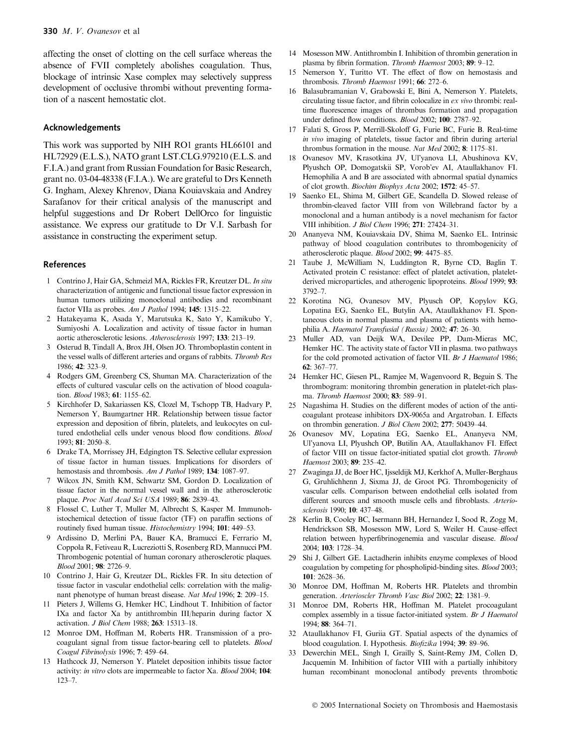affecting the onset of clotting on the cell surface whereas the absence of FVII completely abolishes coagulation. Thus, blockage of intrinsic Xase complex may selectively suppress development of occlusive thrombi without preventing formation of a nascent hemostatic clot.

## Acknowledgements

This work was supported by NIH RO1 grants HL66101 and HL72929 (E.L.S.), NATO grant LST.CLG.979210 (E.L.S. and F.I.A.) and grant from Russian Foundation for Basic Research, grant no. 03-04-48338 (F.I.A.). We are grateful to Drs Kenneth G. Ingham, Alexey Khrenov, Diana Kouiavskaia and Andrey Sarafanov for their critical analysis of the manuscript and helpful suggestions and Dr Robert DellOrco for linguistic assistance. We express our gratitude to Dr V.I. Sarbash for assistance in constructing the experiment setup.

## References

1 Contrino J, Hair GA, Schmeizl MA, Rickles FR, Kreutzer DL. *In situ* characterization of antigenic and functional tissue factor expression in human tumors utilizing monoclonal antibodies and recombinant factor VIIa as probes. *Am J Pathol* 1994; **145**: 1315–22.

2 Hatakeyama K, Asada Y, Marutsuka K, Sato Y, Kamikubo Y, Sumiyoshi A. Localization and activity of tissue factor in human aortic atherosclerotic lesions. *Atherosclerosis* 1997; **133**: 213–19.

3 Osterud B, Tindall A, Brox JH, Olsen JO. Thromboplastin content in the vessel walls of different arteries and organs of rabbits. *Thromb Res* 1986; **42**: 323–9.

4 Rodgers GM, Greenberg CS, Shuman MA. Characterization of the effects of cultured vascular cells on the activation of blood coagulation. *Blood* 1983; **61**: 1155–62.

5 Kirchhofer D, Sakariassen KS, Clozel M, Tschopp TB, Hadvary P, Nemerson Y, Baumgartner HR. Relationship between tissue factor expression and deposition of fibrin, platelets, and leukocytes on cultured endothelial cells under venous blood flow conditions. *Blood* 1993; **81**: 2050–8.

6 Drake TA, Morrissey JH, Edgington TS. Selective cellular expression of tissue factor in human tissues. Implications for disorders of hemostasis and thrombosis. *Am J Pathol* 1989; **134**: 1087–97.

7 Wilcox JN, Smith KM, Schwartz SM, Gordon D. Localization of tissue factor in the normal vessel wall and in the atherosclerotic plaque. *Proc Natl Acad Sci USA* 1989; **86**: 2839–43.

8 Flossel C, Luther T, Muller M, Albrecht S, Kasper M. Immunohistochemical detection of tissue factor (TF) on paraffin sections of routinely fixed human tissue. *Histochemistry* 1994; **101**: 449–53.

9 Ardissino D, Merlini PA, Bauer KA, Bramucci E, Ferrario M, Coppola R, Fetiveau R, Lucreziotti S, Rosenberg RD, Mannucci PM. Thrombogenic potential of human coronary atherosclerotic plaques. *Blood* 2001; **98**: 2726–9.

10 Contrino J, Hair G, Kreutzer DL, Rickles FR. In situ detection of tissue factor in vascular endothelial cells: correlation with the malignant phenotype of human breast disease. *Nat Med* 1996; **2**: 209–15.

11 Pieters J, Willems G, Hemker HC, Lindhout T. Inhibition of factor IXa and factor Xa by antithrombin III/heparin during factor X activation. *J Biol Chem* 1988; **263**: 15313–18.

12 Monroe DM, Hoffman M, Roberts HR. Transmission of a procoagulant signal from tissue factor-bearing cell to platelets. *Blood Coagul Fibrinolysis* 1996; **7**: 459–64.

13 Hathcock JJ, Nemerson Y. Platelet deposition inhibits tissue factor activity: *in vitro* clots are impermeable to factor Xa. *Blood* 2004; **104**: 123–7.

14 Mosesson MW. Antithrombin I. Inhibition of thrombin generation in plasma by fibrin formation. *Thromb Haemost* 2003; **89**: 9–12.

15 Nemerson Y, Turitto VT. The effect of flow on hemostasis and thrombosis. *Thromb Haemost* 1991; **66**: 272–6.

16 Balasubramanian V, Grabowski E, Bini A, Nemerson Y. Platelets, circulating tissue factor, and fibrin colocalize in *ex vivo* thrombi: real-time fluorescence images of thrombus formation and propagation under defined flow conditions. *Blood* 2002; **100**: 2787–92.

17 Falati S, Gross P, Merrill-Skoloff G, Furie BC, Furie B. Real-time *in vivo* imaging of platelets, tissue factor and fibrin during arterial thrombus formation in the mouse. *Nat Med* 2002; **8**: 1175–81.

18 Ovanesov MV, Krasotkina JV, Ul'yanova LI, Abushinova KV, Plyushch OP, Domogatskii SP, Vorob'ev AI, Ataullakhanov FI. Hemophilia A and B are associated with abnormal spatial dynamics of clot growth. *Biochim Biophys Acta* 2002; **1572**: 45–57.

19 Saenko EL, Shima M, Gilbert GE, Scandella D. Slowed release of thrombin-cleaved factor VIII from von Willebrand factor by a monoclonal and a human antibody is a novel mechanism for factor VIII inhibition. *J Biol Chem* 1996; **271**: 27424–31.

20 Ananyeva NM, Kouiavskaia DV, Shima M, Saenko EL. Intrinsic pathway of blood coagulation contributes to thrombogenicity of atherosclerotic plaque. *Blood* 2002; **99**: 4475–85.

21 Taube J, McWilliam N, Luddington R, Byrne CD, Baglin T. Activated protein C resistance: effect of platelet activation, platelet-derived microparticles, and atherogenic lipoproteins. *Blood* 1999; **93**: 3792–7.

22 Korotina NG, Ovanesov MV, Plyusch OP, Kopylov KG, Lopatina EG, Saenko EL, Butylin AA, Ataullakhanov FI. Spontaneous clots in normal plasma and plasma of patients with hemophilia A. *Haematol Transfusial (Russia)* 2002; **47**: 26–30.

23 Muller AD, van Deijk WA, Devilee PP, Dam-Mieras MC, Hemker HC. The activity state of factor VII in plasma. two pathways for the cold promoted activation of factor VII. *Br J Haematol* 1986; **62**: 367–77.

24 Hemker HC, Giesen PL, Ramjee M, Wagenvoord R, Beguin S. The thrombogram: monitoring thrombin generation in platelet-rich plasma. *Thromb Haemost* 2000; **83**: 589–91.

25 Nagashima H. Studies on the different modes of action of the anticoagulant protease inhibitors DX-9065a and Argatroban. I. Effects on thrombin generation. *J Biol Chem* 2002; **277**: 50439–44.

26 Ovanesov MV, Lopatina EG, Saenko EL, Ananyeva NM, Ul'yanova LI, Plyushch OP, Butilin AA, Ataullakhanov FI. Effect of factor VIII on tissue factor-initiated spatial clot growth. *Thromb Haemost* 2003; **89**: 235–42.

27 Zwaginga JJ, de Boer HC, Ijsseldijk MJ, Kerkhof A, Muller-Berghaus G, Gruhlichhenn J, Sixma JJ, de Groot PG. Thrombogenicity of vascular cells. Comparison between endothelial cells isolated from different sources and smooth muscle cells and fibroblasts. *Arteriosclerosis* 1990; **10**: 437–48.

28 Kerlin B, Cooley BC, Isermann BH, Hernandez I, Sood R, Zogg M, Hendrickson SB, Mosesson MW, Lord S, Weiler H. Cause–effect relation between hyperfibrinogenemia and vascular disease. *Blood* 2004; **103**: 1728–34.

29 Shi J, Gilbert GE. Lactadherin inhibits enzyme complexes of blood coagulation by competing for phospholipid-binding sites. *Blood* 2003; **101**: 2628–36.

30 Monroe DM, Hoffman M, Roberts HR. Platelets and thrombin generation. *Arterioscler Thromb Vasc Biol* 2002; **22**: 1381–9.

31 Monroe DM, Roberts HR, Hoffman M. Platelet procoagulant complex assembly in a tissue factor-initiated system. *Br J Haematol* 1994; **88**: 364–71.

32 Ataullakhanov FI, Guriia GT. Spatial aspects of the dynamics of blood coagulation. I. Hypothesis. *Biofizika* 1994; **39**: 89–96.

33 Dewerchin MEL, Singh I, Grailly S, Saint-Remy JM, Collen D, Jacquemin M. Inhibition of factor VIII with a partially inhibitory human recombinant monoclonal antibody prevents thrombotic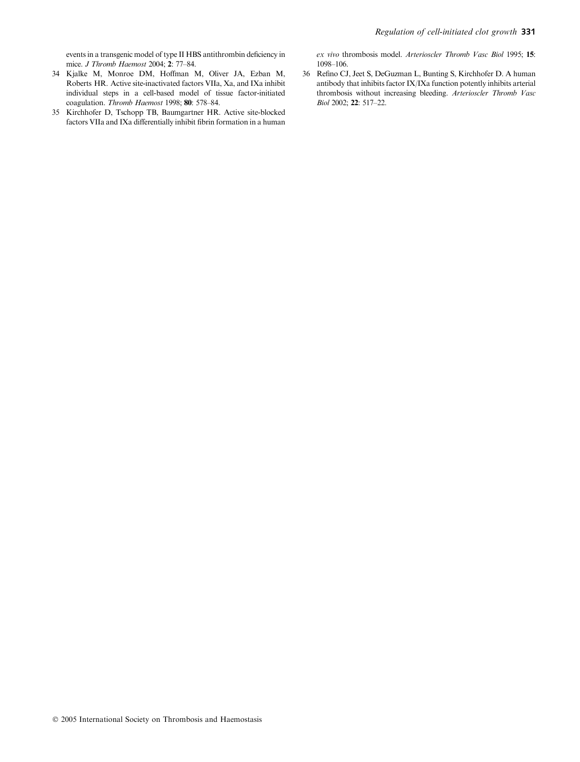events in a transgenic model of type II HBS antithrombin deficiency in mice. *J Thromb Haemost* 2004; **2**: 77–84.

34 Kjalke M, Monroe DM, Hoffman M, Oliver JA, Ezban M, Roberts HR. Active site-inactivated factors VIIa, Xa, and IXa inhibit individual steps in a cell-based model of tissue factor-initiated coagulation. *Thromb Haemost* 1998; **80**: 578–84.

35 Kirchhofer D, Tschopp TB, Baumgartner HR. Active site-blocked factors VIIa and IXa differentially inhibit fibrin formation in a human *ex vivo* thrombosis model. *Arterioscler Thromb Vasc Biol* 1995; **15**: 1098–106.

36 Refino CJ, Jeet S, DeGuzman L, Bunting S, Kirchhofer D. A human antibody that inhibits factor IX/IXa function potently inhibits arterial thrombosis without increasing bleeding. *Arterioscler Thromb Vasc Biol* 2002; **22**: 517–22.